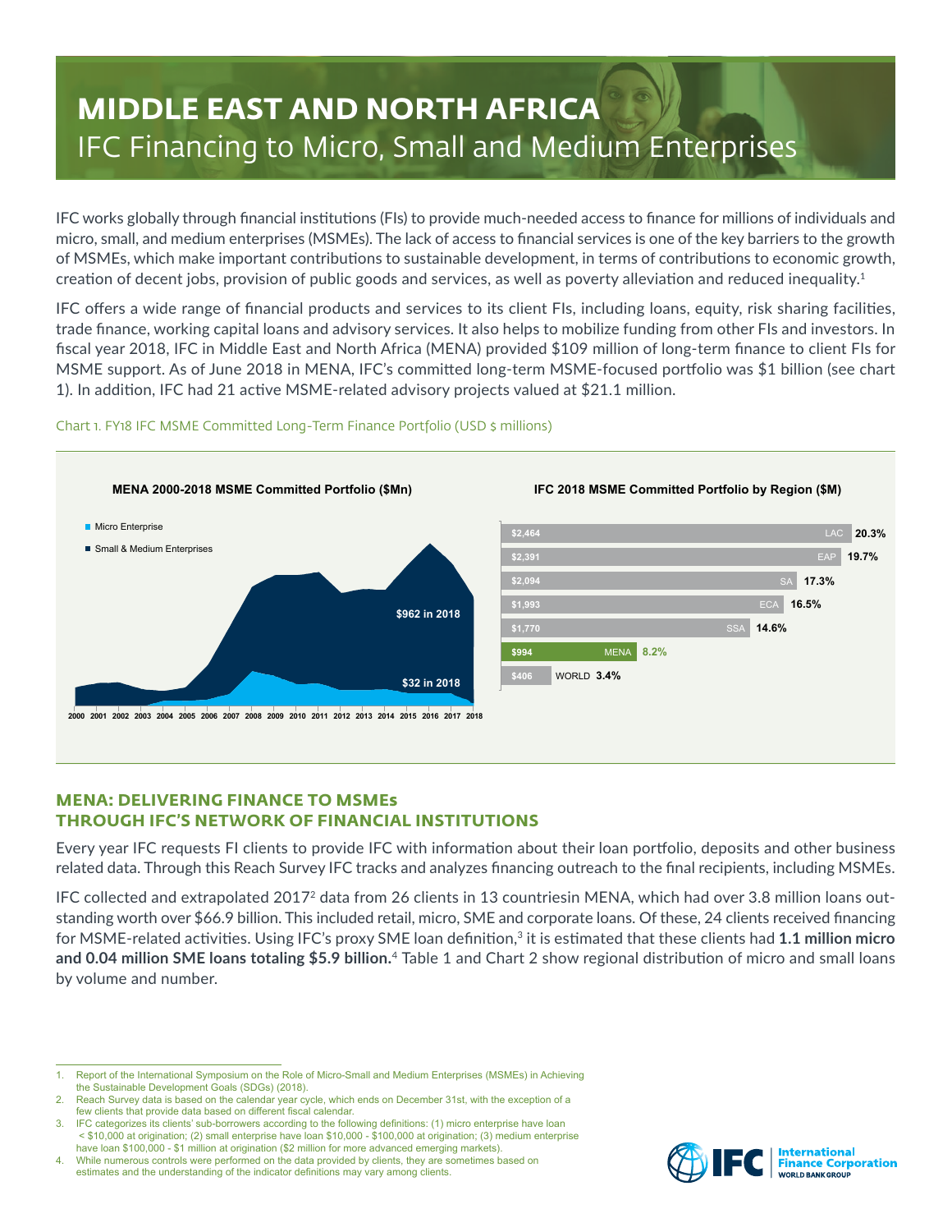# MIDDLE EAST AND NORTH AFRICA
## IFC Financing to Micro, Small and Medium Enterprises

IFC works globally through financial institutions (FIs) to provide much-needed access to finance for millions of individuals and micro, small, and medium enterprises (MSMEs). The lack of access to financial services is one of the key barriers to the growth of MSMEs, which make important contributions to sustainable development, in terms of contributions to economic growth, creation of decent jobs, provision of public goods and services, as well as poverty alleviation and reduced inequality.[1]

IFC offers a wide range of financial products and services to its client FIs, including loans, equity, risk sharing facilities, trade finance, working capital loans and advisory services. It also helps to mobilize funding from other FIs and investors. In fiscal year 2018, IFC in Middle East and North Africa (MENA) provided $109 million of long-term finance to client FIs for MSME support. As of June 2018 in MENA, IFC's committed long-term MSME-focused portfolio was $1 billion (see chart 1). In addition, IFC had 21 active MSME-related advisory projects valued at $21.1 million.

Chart 1. FY18 IFC MSME Committed Long-Term Finance Portfolio (USD $ millions)

**MENA 2000-2018 MSME Committed Portfolio ($Mn)**

- Micro Enterprise
- Small & Medium Enterprises

$962 in 2018

$32 in 2018

2000 2001 2002 2003 2004 2005 2006 2007 2008 2009 2010 2011 2012 2013 2014 2015 2016 2017 2018

**IFC 2018 MSME Committed Portfolio by Region ($M)**

| Region | $M | % |
|---|---|---|
| LAC | $2,464 | 20.3% |
| EAP | $2,391 | 19.7% |
| SA | $2,094 | 17.3% |
| ECA | $1,993 | 16.5% |
| SSA | $1,770 | 14.6% |
| MENA | $994 | 8.2% |
| WORLD | $406 | 3.4% |

## MENA: DELIVERING FINANCE TO MSMEs THROUGH IFC'S NETWORK OF FINANCIAL INSTITUTIONS

Every year IFC requests FI clients to provide IFC with information about their loan portfolio, deposits and other business related data. Through this Reach Survey IFC tracks and analyzes financing outreach to the final recipients, including MSMEs.

IFC collected and extrapolated 2017[2] data from 26 clients in 13 countriesin MENA, which had over 3.8 million loans outstanding worth over $66.9 billion. This included retail, micro, SME and corporate loans. Of these, 24 clients received financing for MSME-related activities. Using IFC's proxy SME loan definition,[3] it is estimated that these clients had **1.1 million micro and 0.04 million SME loans totaling $5.9 billion.**[4] Table 1 and Chart 2 show regional distribution of micro and small loans by volume and number.

1. Report of the International Symposium on the Role of Micro-Small and Medium Enterprises (MSMEs) in Achieving the Sustainable Development Goals (SDGs) (2018).
2. Reach Survey data is based on the calendar year cycle, which ends on December 31st, with the exception of a few clients that provide data based on different fiscal calendar.
3. IFC categorizes its clients' sub-borrowers according to the following definitions: (1) micro enterprise have loan < $10,000 at origination; (2) small enterprise have loan $10,000 - $100,000 at origination; (3) medium enterprise have loan $100,000 - $1 million at origination ($2 million for more advanced emerging markets).
4. While numerous controls were performed on the data provided by clients, they are sometimes based on estimates and the understanding of the indicator definitions may vary among clients.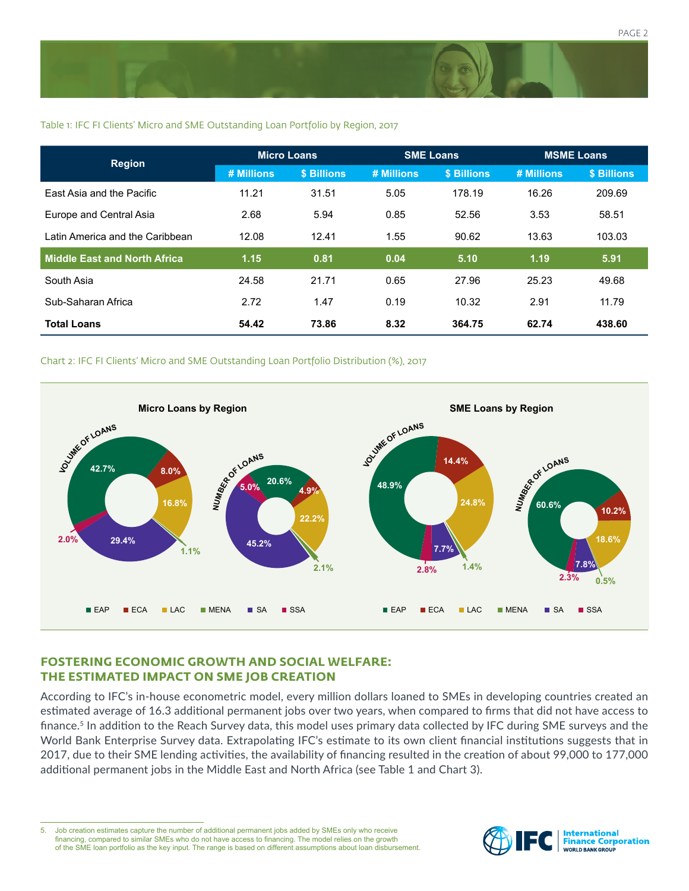Table 1: IFC FI Clients' Micro and SME Outstanding Loan Portfolio by Region, 2017

| Region | Micro Loans | | SME Loans | | MSME Loans | |
|---|---|---|---|---|---|---|
| | # Millions | $ Billions | # Millions | $ Billions | # Millions | $ Billions |
| East Asia and the Pacific | 11.21 | 31.51 | 5.05 | 178.19 | 16.26 | 209.69 |
| Europe and Central Asia | 2.68 | 5.94 | 0.85 | 52.56 | 3.53 | 58.51 |
| Latin America and the Caribbean | 12.08 | 12.41 | 1.55 | 90.62 | 13.63 | 103.03 |
| **Middle East and North Africa** | **1.15** | **0.81** | **0.04** | **5.10** | **1.19** | **5.91** |
| South Asia | 24.58 | 21.71 | 0.65 | 27.96 | 25.23 | 49.68 |
| Sub-Saharan Africa | 2.72 | 1.47 | 0.19 | 10.32 | 2.91 | 11.79 |
| **Total Loans** | **54.42** | **73.86** | **8.32** | **364.75** | **62.74** | **438.60** |

Chart 2: IFC FI Clients' Micro and SME Outstanding Loan Portfolio Distribution (%), 2017

**Micro Loans by Region**

| Region | Volume of Loans | Number of Loans |
|---|---|---|
| EAP | 42.7% | 20.6% |
| ECA | 8.0% | 4.9% |
| LAC | 16.8% | 22.2% |
| MENA | 1.1% | 2.1% |
| SA | 29.4% | 45.2% |
| SSA | 2.0% | 5.0% |

**SME Loans by Region**

| Region | Volume of Loans | Number of Loans |
|---|---|---|
| EAP | 48.9% | 60.6% |
| ECA | 14.4% | 10.2% |
| LAC | 24.8% | 18.6% |
| MENA | 1.4% | 0.5% |
| SA | 7.7% | 7.8% |
| SSA | 2.8% | 2.3% |

## FOSTERING ECONOMIC GROWTH AND SOCIAL WELFARE: THE ESTIMATED IMPACT ON SME JOB CREATION

According to IFC's in-house econometric model, every million dollars loaned to SMEs in developing countries created an estimated average of 16.3 additional permanent jobs over two years, when compared to firms that did not have access to finance.[5] In addition to the Reach Survey data, this model uses primary data collected by IFC during SME surveys and the World Bank Enterprise Survey data. Extrapolating IFC's estimate to its own client financial institutions suggests that in 2017, due to their SME lending activities, the availability of financing resulted in the creation of about 99,000 to 177,000 additional permanent jobs in the Middle East and North Africa (see Table 1 and Chart 3).

5. Job creation estimates capture the number of additional permanent jobs added by SMEs only who receive financing, compared to similar SMEs who do not have access to financing. The model relies on the growth of the SME loan portfolio as the key input. The range is based on different assumptions about loan disbursement.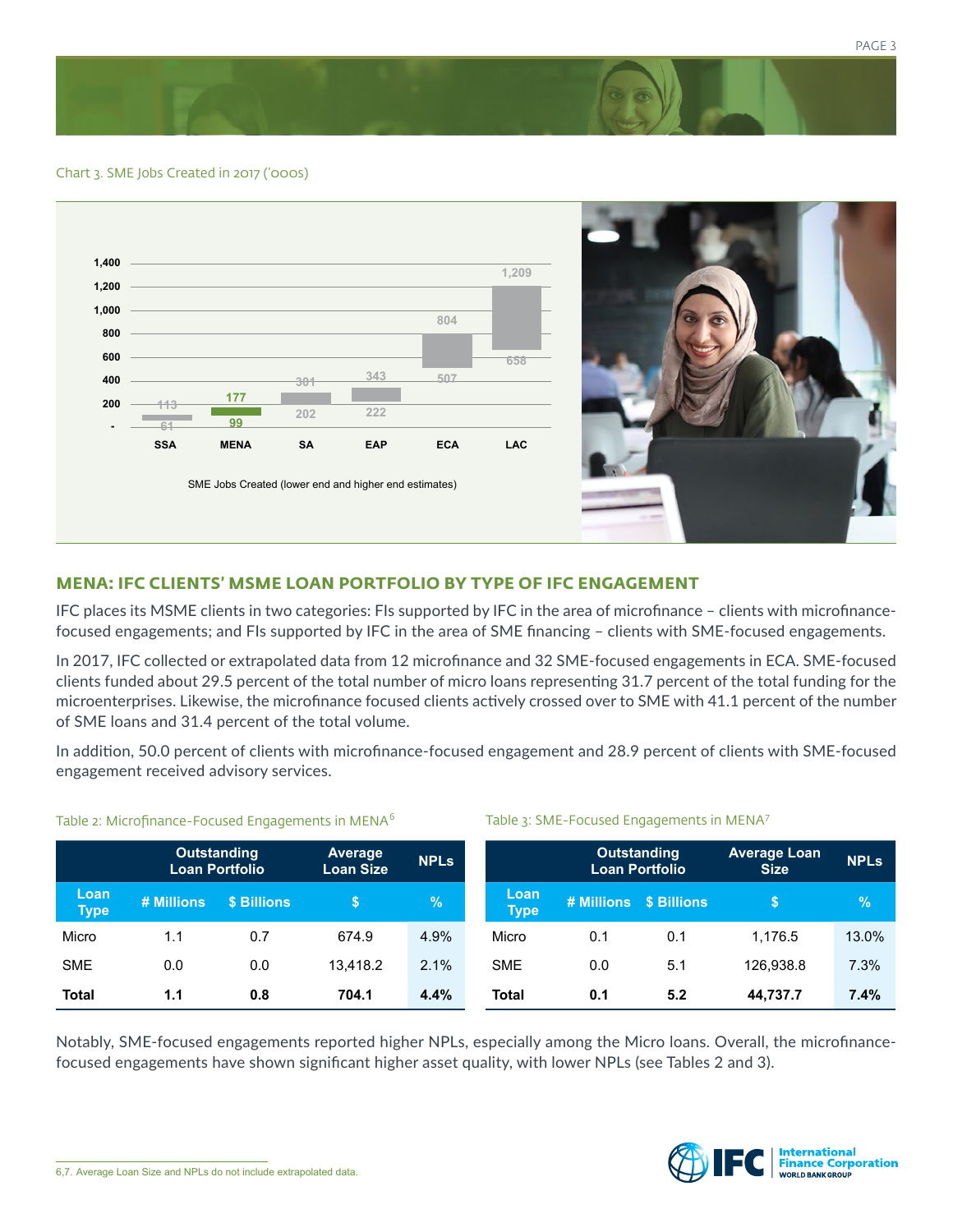Chart 3. SME Jobs Created in 2017 ('000s)

| Region | Lower end | Higher end |
|---|---|---|
| SSA | 61 | 113 |
| MENA | 99 | 177 |
| SA | 202 | 301 |
| EAP | 222 | 343 |
| ECA | 507 | 804 |
| LAC | 658 | 1,209 |

SME Jobs Created (lower end and higher end estimates)

## MENA: IFC CLIENTS' MSME LOAN PORTFOLIO BY TYPE OF IFC ENGAGEMENT

IFC places its MSME clients in two categories: FIs supported by IFC in the area of microfinance – clients with microfinance-focused engagements; and FIs supported by IFC in the area of SME financing – clients with SME-focused engagements.

In 2017, IFC collected or extrapolated data from 12 microfinance and 32 SME-focused engagements in ECA. SME-focused clients funded about 29.5 percent of the total number of micro loans representing 31.7 percent of the total funding for the microenterprises. Likewise, the microfinance focused clients actively crossed over to SME with 41.1 percent of the number of SME loans and 31.4 percent of the total volume.

In addition, 50.0 percent of clients with microfinance-focused engagement and 28.9 percent of clients with SME-focused engagement received advisory services.

Table 2: Microfinance-Focused Engagements in MENA[6]

| | Outstanding Loan Portfolio | | Average Loan Size | NPLs |
|---|---|---|---|---|
| Loan Type | # Millions | $ Billions | $ | % |
| Micro | 1.1 | 0.7 | 674.9 | 4.9% |
| SME | 0.0 | 0.0 | 13,418.2 | 2.1% |
| **Total** | **1.1** | **0.8** | **704.1** | **4.4%** |

Table 3: SME-Focused Engagements in MENA[7]

| | Outstanding Loan Portfolio | | Average Loan Size | NPLs |
|---|---|---|---|---|
| Loan Type | # Millions | $ Billions | $ | % |
| Micro | 0.1 | 0.1 | 1,176.5 | 13.0% |
| SME | 0.0 | 5.1 | 126,938.8 | 7.3% |
| **Total** | **0.1** | **5.2** | **44,737.7** | **7.4%** |

Notably, SME-focused engagements reported higher NPLs, especially among the Micro loans. Overall, the microfinance-focused engagements have shown significant higher asset quality, with lower NPLs (see Tables 2 and 3).

6,7. Average Loan Size and NPLs do not include extrapolated data.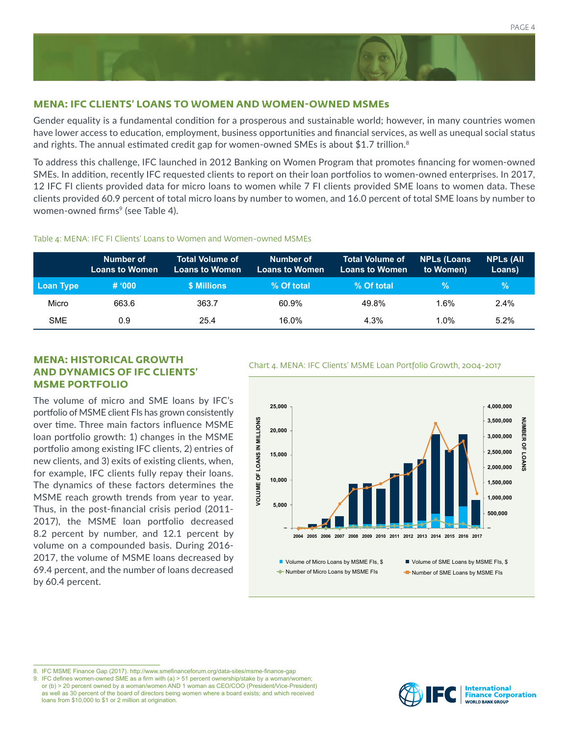## MENA: IFC CLIENTS' LOANS TO WOMEN AND WOMEN-OWNED MSMEs

Gender equality is a fundamental condition for a prosperous and sustainable world; however, in many countries women have lower access to education, employment, business opportunities and financial services, as well as unequal social status and rights. The annual estimated credit gap for women-owned SMEs is about $1.7 trillion.[8]

To address this challenge, IFC launched in 2012 Banking on Women Program that promotes financing for women-owned SMEs. In addition, recently IFC requested clients to report on their loan portfolios to women-owned enterprises. In 2017, 12 IFC FI clients provided data for micro loans to women while 7 FI clients provided SME loans to women data. These clients provided 60.9 percent of total micro loans by number to women, and 16.0 percent of total SME loans by number to women-owned firms[9] (see Table 4).

Table 4: MENA: IFC FI Clients' Loans to Women and Women-owned MSMEs

| | Number of Loans to Women | Total Volume of Loans to Women | Number of Loans to Women | Total Volume of Loans to Women | NPLs (Loans to Women) | NPLs (All Loans) |
|---|---|---|---|---|---|---|
| Loan Type | # '000 | $ Millions | % Of total | % Of total | % | % |
| Micro | 663.6 | 363.7 | 60.9% | 49.8% | 1.6% | 2.4% |
| SME | 0.9 | 25.4 | 16.0% | 4.3% | 1.0% | 5.2% |

## MENA: HISTORICAL GROWTH AND DYNAMICS OF IFC CLIENTS' MSME PORTFOLIO

The volume of micro and SME loans by IFC's portfolio of MSME client FIs has grown consistently over time. Three main factors influence MSME loan portfolio growth: 1) changes in the MSME portfolio among existing IFC clients, 2) entries of new clients, and 3) exits of existing clients, when, for example, IFC clients fully repay their loans. The dynamics of these factors determines the MSME reach growth trends from year to year. Thus, in the post-financial crisis period (2011-2017), the MSME loan portfolio decreased 8.2 percent by number, and 12.1 percent by volume on a compounded basis. During 2016-2017, the volume of MSME loans decreased by 69.4 percent, and the number of loans decreased by 60.4 percent.

Chart 4. MENA: IFC Clients' MSME Loan Portfolio Growth, 2004-2017

---

8. IFC MSME Finance Gap (2017). http://www.smefinanceforum.org/data-sites/msme-finance-gap
9. IFC defines women-owned SME as a firm with (a) > 51 percent ownership/stake by a woman/women; or (b) > 20 percent owned by a woman/women AND 1 woman as CEO/COO (President/Vice-President) as well as 30 percent of the board of directors being women where a board exists; and which received loans from $10,000 to $1 or 2 million at origination.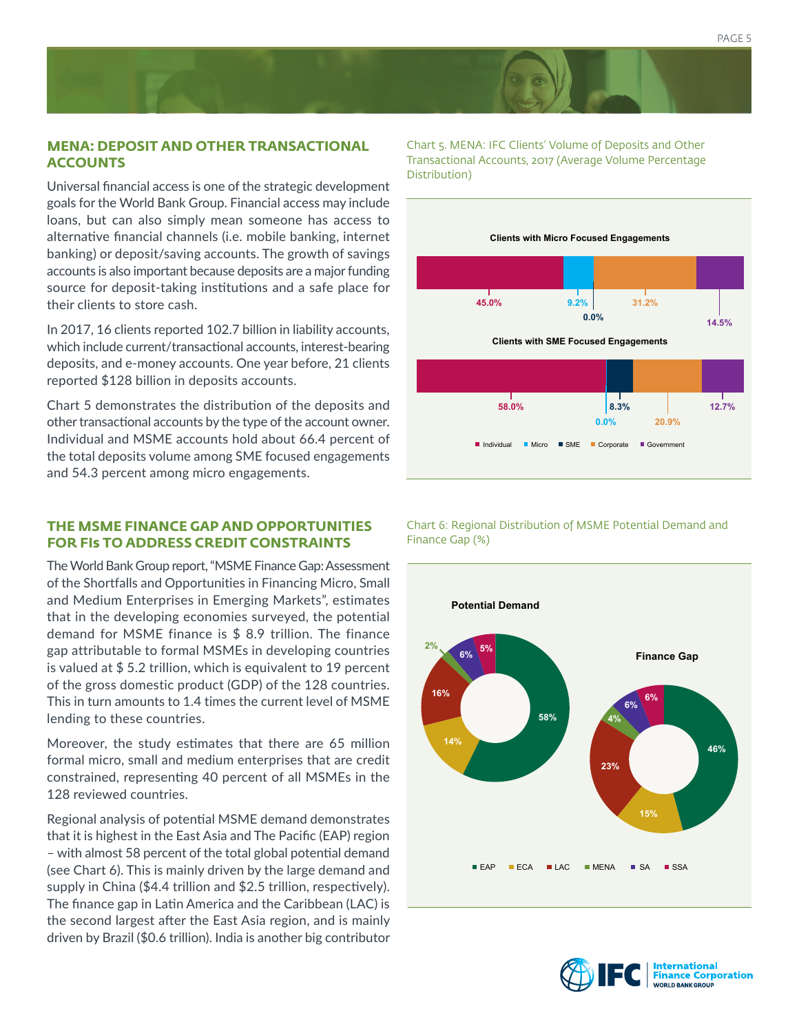## MENA: DEPOSIT AND OTHER TRANSACTIONAL ACCOUNTS

Universal financial access is one of the strategic development goals for the World Bank Group. Financial access may include loans, but can also simply mean someone has access to alternative financial channels (i.e. mobile banking, internet banking) or deposit/saving accounts. The growth of savings accounts is also important because deposits are a major funding source for deposit-taking institutions and a safe place for their clients to store cash.

In 2017, 16 clients reported 102.7 billion in liability accounts, which include current/transactional accounts, interest-bearing deposits, and e-money accounts. One year before, 21 clients reported $128 billion in deposits accounts.

Chart 5 demonstrates the distribution of the deposits and other transactional accounts by the type of the account owner. Individual and MSME accounts hold about 66.4 percent of the total deposits volume among SME focused engagements and 54.3 percent among micro engagements.

Chart 5. MENA: IFC Clients' Volume of Deposits and Other Transactional Accounts, 2017 (Average Volume Percentage Distribution)

| | Individual | Micro | SME | Corporate | Government |
|---|---|---|---|---|---|
| Clients with Micro Focused Engagements | 45.0% | 9.2% | 0.0% | 31.2% | 14.5% |
| Clients with SME Focused Engagements | 58.0% | 0.0% | 8.3% | 20.9% | 12.7% |

## THE MSME FINANCE GAP AND OPPORTUNITIES FOR FIs TO ADDRESS CREDIT CONSTRAINTS

The World Bank Group report, "MSME Finance Gap: Assessment of the Shortfalls and Opportunities in Financing Micro, Small and Medium Enterprises in Emerging Markets", estimates that in the developing economies surveyed, the potential demand for MSME finance is $ 8.9 trillion. The finance gap attributable to formal MSMEs in developing countries is valued at $ 5.2 trillion, which is equivalent to 19 percent of the gross domestic product (GDP) of the 128 countries. This in turn amounts to 1.4 times the current level of MSME lending to these countries.

Moreover, the study estimates that there are 65 million formal micro, small and medium enterprises that are credit constrained, representing 40 percent of all MSMEs in the 128 reviewed countries.

Regional analysis of potential MSME demand demonstrates that it is highest in the East Asia and The Pacific (EAP) region – with almost 58 percent of the total global potential demand (see Chart 6). This is mainly driven by the large demand and supply in China ($4.4 trillion and $2.5 trillion, respectively). The finance gap in Latin America and the Caribbean (LAC) is the second largest after the East Asia region, and is mainly driven by Brazil ($0.6 trillion). India is another big contributor

Chart 6: Regional Distribution of MSME Potential Demand and Finance Gap (%)

| | EAP | ECA | LAC | MENA | SA | SSA |
|---|---|---|---|---|---|---|
| Potential Demand | 58% | 14% | 16% | 2% | 6% | 5% |
| Finance Gap | 46% | 15% | 23% | 4% | 6% | 6% |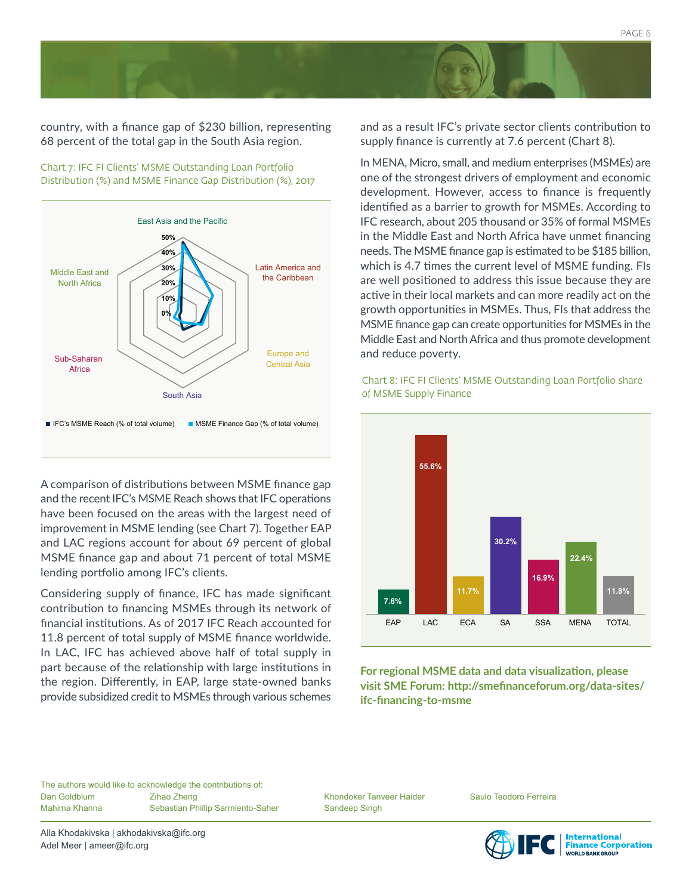country, with a finance gap of $230 billion, representing 68 percent of the total gap in the South Asia region.

Chart 7: IFC FI Clients' MSME Outstanding Loan Portfolio Distribution (%) and MSME Finance Gap Distribution (%), 2017

East Asia and the Pacific
Latin America and the Caribbean
Europe and Central Asia
South Asia
Sub-Saharan Africa
Middle East and North Africa
50%
40%
30%
20%
10%
0%

IFC's MSME Reach (% of total volume)
MSME Finance Gap (% of total volume)

A comparison of distributions between MSME finance gap and the recent IFC's MSME Reach shows that IFC operations have been focused on the areas with the largest need of improvement in MSME lending (see Chart 7). Together EAP and LAC regions account for about 69 percent of global MSME finance gap and about 71 percent of total MSME lending portfolio among IFC's clients.

Considering supply of finance, IFC has made significant contribution to financing MSMEs through its network of financial institutions. As of 2017 IFC Reach accounted for 11.8 percent of total supply of MSME finance worldwide. In LAC, IFC has achieved above half of total supply in part because of the relationship with large institutions in the region. Differently, in EAP, large state-owned banks provide subsidized credit to MSMEs through various schemes and as a result IFC's private sector clients contribution to supply finance is currently at 7.6 percent (Chart 8).

In MENA, Micro, small, and medium enterprises (MSMEs) are one of the strongest drivers of employment and economic development. However, access to finance is frequently identified as a barrier to growth for MSMEs. According to IFC research, about 205 thousand or 35% of formal MSMEs in the Middle East and North Africa have unmet financing needs. The MSME finance gap is estimated to be $185 billion, which is 4.7 times the current level of MSME funding. FIs are well positioned to address this issue because they are active in their local markets and can more readily act on the growth opportunities in MSMEs. Thus, FIs that address the MSME finance gap can create opportunities for MSMEs in the Middle East and North Africa and thus promote development and reduce poverty.

Chart 8: IFC FI Clients' MSME Outstanding Loan Portfolio share of MSME Supply Finance

7.6%
55.6%
11.7%
30.2%
16.9%
22.4%
11.8%
EAP
LAC
ECA
SA
SSA
MENA
TOTAL

**For regional MSME data and data visualization, please visit SME Forum: http://smefinanceforum.org/data-sites/ifc-financing-to-msme**

The authors would like to acknowledge the contributions of:

Dan Goldblum, Zihao Zheng, Khondoker Tanveer Haider, Saulo Teodoro Ferreira, Mahima Khanna, Sebastian Phillip Sarmiento-Saher, Sandeep Singh

Alla Khodakivska | akhodakivska@ifc.org
Adel Meer | ameer@ifc.org

IFC International Finance Corporation WORLD BANK GROUP